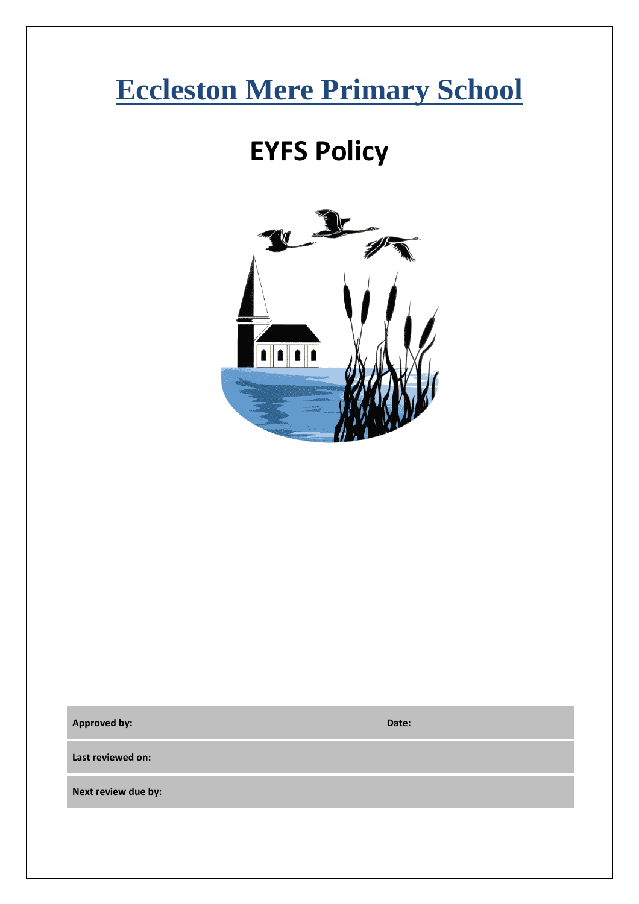# Eccleston Mere Primary School

## EYFS Policy

| Approved by: | Date: |
| --- | --- |
| Last reviewed on: | |
| Next review due by: | |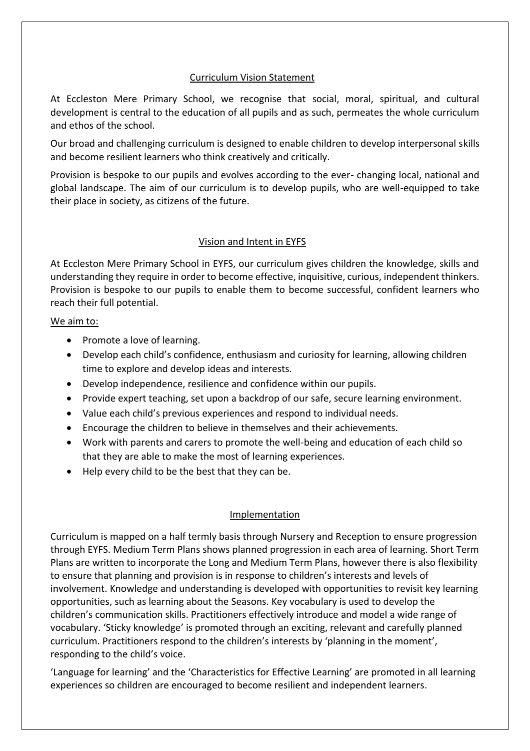## Curriculum Vision Statement

At Eccleston Mere Primary School, we recognise that social, moral, spiritual, and cultural development is central to the education of all pupils and as such, permeates the whole curriculum and ethos of the school.

Our broad and challenging curriculum is designed to enable children to develop interpersonal skills and become resilient learners who think creatively and critically.

Provision is bespoke to our pupils and evolves according to the ever- changing local, national and global landscape. The aim of our curriculum is to develop pupils, who are well-equipped to take their place in society, as citizens of the future.

## Vision and Intent in EYFS

At Eccleston Mere Primary School in EYFS, our curriculum gives children the knowledge, skills and understanding they require in order to become effective, inquisitive, curious, independent thinkers. Provision is bespoke to our pupils to enable them to become successful, confident learners who reach their full potential.

We aim to:

- Promote a love of learning.
- Develop each child's confidence, enthusiasm and curiosity for learning, allowing children time to explore and develop ideas and interests.
- Develop independence, resilience and confidence within our pupils.
- Provide expert teaching, set upon a backdrop of our safe, secure learning environment.
- Value each child's previous experiences and respond to individual needs.
- Encourage the children to believe in themselves and their achievements.
- Work with parents and carers to promote the well-being and education of each child so that they are able to make the most of learning experiences.
- Help every child to be the best that they can be.

## Implementation

Curriculum is mapped on a half termly basis through Nursery and Reception to ensure progression through EYFS. Medium Term Plans shows planned progression in each area of learning. Short Term Plans are written to incorporate the Long and Medium Term Plans, however there is also flexibility to ensure that planning and provision is in response to children's interests and levels of involvement. Knowledge and understanding is developed with opportunities to revisit key learning opportunities, such as learning about the Seasons. Key vocabulary is used to develop the children's communication skills. Practitioners effectively introduce and model a wide range of vocabulary. 'Sticky knowledge' is promoted through an exciting, relevant and carefully planned curriculum. Practitioners respond to the children's interests by 'planning in the moment', responding to the child's voice.

'Language for learning' and the 'Characteristics for Effective Learning' are promoted in all learning experiences so children are encouraged to become resilient and independent learners.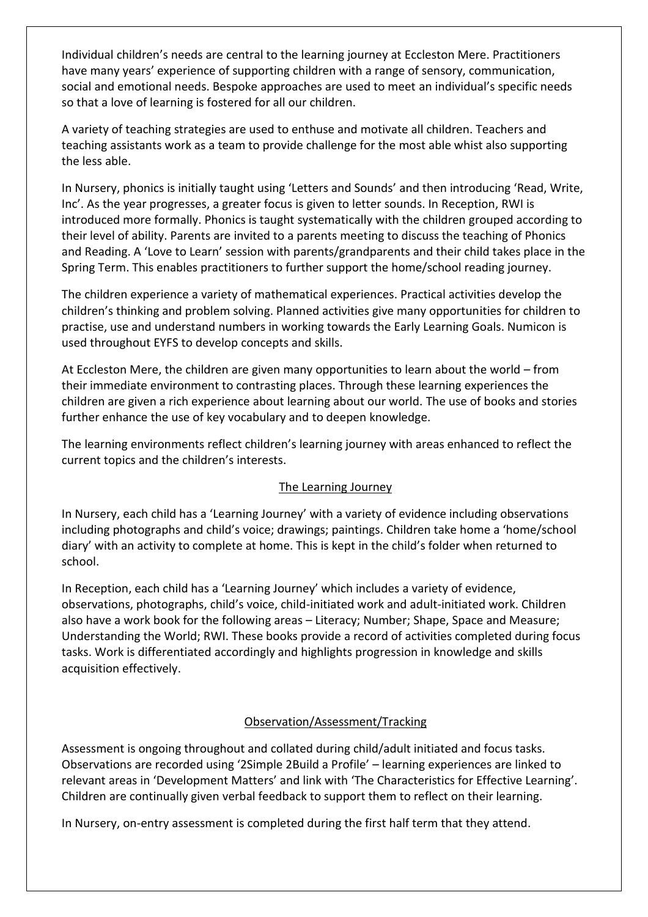Individual children's needs are central to the learning journey at Eccleston Mere. Practitioners have many years' experience of supporting children with a range of sensory, communication, social and emotional needs. Bespoke approaches are used to meet an individual's specific needs so that a love of learning is fostered for all our children.

A variety of teaching strategies are used to enthuse and motivate all children. Teachers and teaching assistants work as a team to provide challenge for the most able whist also supporting the less able.

In Nursery, phonics is initially taught using 'Letters and Sounds' and then introducing 'Read, Write, Inc'. As the year progresses, a greater focus is given to letter sounds. In Reception, RWI is introduced more formally. Phonics is taught systematically with the children grouped according to their level of ability. Parents are invited to a parents meeting to discuss the teaching of Phonics and Reading. A 'Love to Learn' session with parents/grandparents and their child takes place in the Spring Term. This enables practitioners to further support the home/school reading journey.

The children experience a variety of mathematical experiences. Practical activities develop the children's thinking and problem solving. Planned activities give many opportunities for children to practise, use and understand numbers in working towards the Early Learning Goals. Numicon is used throughout EYFS to develop concepts and skills.

At Eccleston Mere, the children are given many opportunities to learn about the world – from their immediate environment to contrasting places. Through these learning experiences the children are given a rich experience about learning about our world. The use of books and stories further enhance the use of key vocabulary and to deepen knowledge.

The learning environments reflect children's learning journey with areas enhanced to reflect the current topics and the children's interests.

## The Learning Journey

In Nursery, each child has a 'Learning Journey' with a variety of evidence including observations including photographs and child's voice; drawings; paintings. Children take home a 'home/school diary' with an activity to complete at home. This is kept in the child's folder when returned to school.

In Reception, each child has a 'Learning Journey' which includes a variety of evidence, observations, photographs, child's voice, child-initiated work and adult-initiated work. Children also have a work book for the following areas – Literacy; Number; Shape, Space and Measure; Understanding the World; RWI. These books provide a record of activities completed during focus tasks. Work is differentiated accordingly and highlights progression in knowledge and skills acquisition effectively.

## Observation/Assessment/Tracking

Assessment is ongoing throughout and collated during child/adult initiated and focus tasks. Observations are recorded using '2Simple 2Build a Profile' – learning experiences are linked to relevant areas in 'Development Matters' and link with 'The Characteristics for Effective Learning'. Children are continually given verbal feedback to support them to reflect on their learning.

In Nursery, on-entry assessment is completed during the first half term that they attend.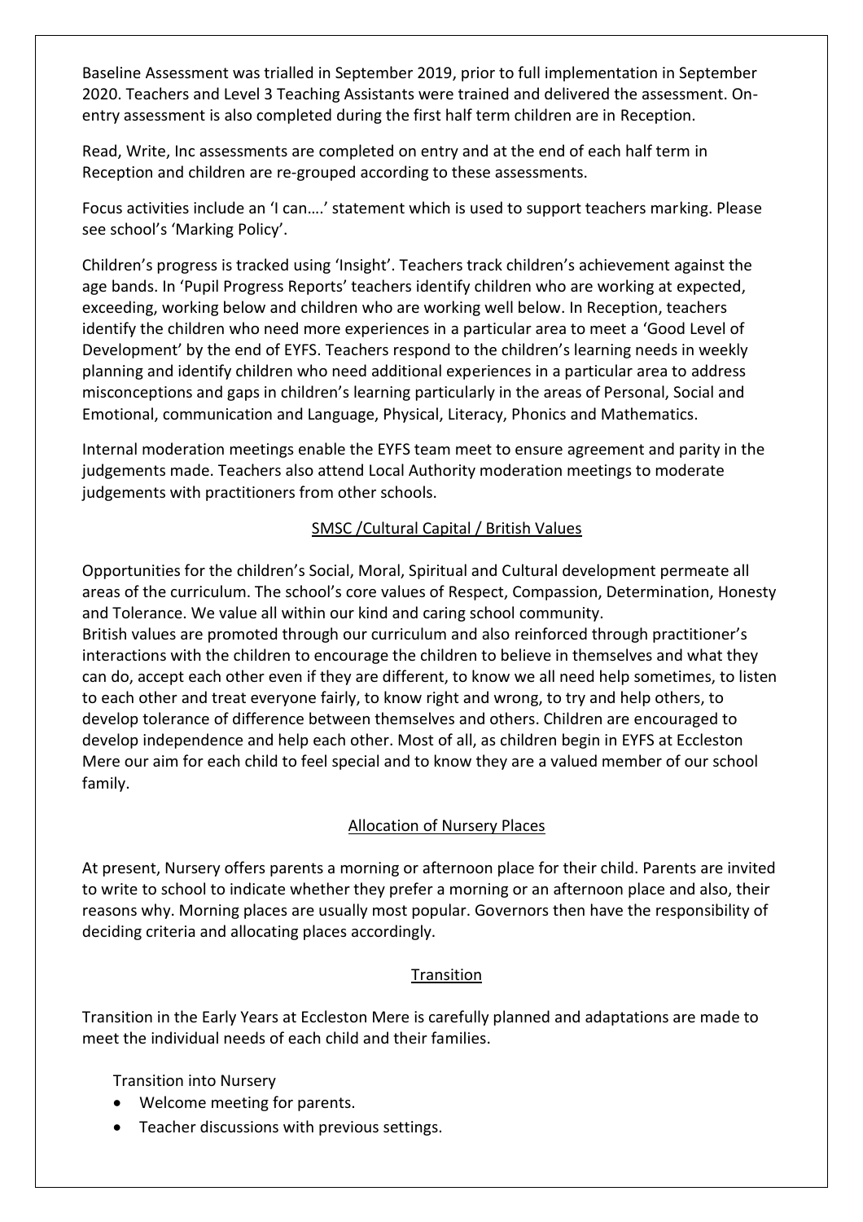Baseline Assessment was trialled in September 2019, prior to full implementation in September 2020. Teachers and Level 3 Teaching Assistants were trained and delivered the assessment. On-entry assessment is also completed during the first half term children are in Reception.

Read, Write, Inc assessments are completed on entry and at the end of each half term in Reception and children are re-grouped according to these assessments.

Focus activities include an 'I can….' statement which is used to support teachers marking. Please see school's 'Marking Policy'.

Children's progress is tracked using 'Insight'. Teachers track children's achievement against the age bands. In 'Pupil Progress Reports' teachers identify children who are working at expected, exceeding, working below and children who are working well below. In Reception, teachers identify the children who need more experiences in a particular area to meet a 'Good Level of Development' by the end of EYFS. Teachers respond to the children's learning needs in weekly planning and identify children who need additional experiences in a particular area to address misconceptions and gaps in children's learning particularly in the areas of Personal, Social and Emotional, communication and Language, Physical, Literacy, Phonics and Mathematics.

Internal moderation meetings enable the EYFS team meet to ensure agreement and parity in the judgements made. Teachers also attend Local Authority moderation meetings to moderate judgements with practitioners from other schools.

## SMSC /Cultural Capital / British Values

Opportunities for the children's Social, Moral, Spiritual and Cultural development permeate all areas of the curriculum. The school's core values of Respect, Compassion, Determination, Honesty and Tolerance. We value all within our kind and caring school community.
British values are promoted through our curriculum and also reinforced through practitioner's interactions with the children to encourage the children to believe in themselves and what they can do, accept each other even if they are different, to know we all need help sometimes, to listen to each other and treat everyone fairly, to know right and wrong, to try and help others, to develop tolerance of difference between themselves and others. Children are encouraged to develop independence and help each other. Most of all, as children begin in EYFS at Eccleston Mere our aim for each child to feel special and to know they are a valued member of our school family.

## Allocation of Nursery Places

At present, Nursery offers parents a morning or afternoon place for their child. Parents are invited to write to school to indicate whether they prefer a morning or an afternoon place and also, their reasons why. Morning places are usually most popular. Governors then have the responsibility of deciding criteria and allocating places accordingly.

## Transition

Transition in the Early Years at Eccleston Mere is carefully planned and adaptations are made to meet the individual needs of each child and their families.

Transition into Nursery

- Welcome meeting for parents.
- Teacher discussions with previous settings.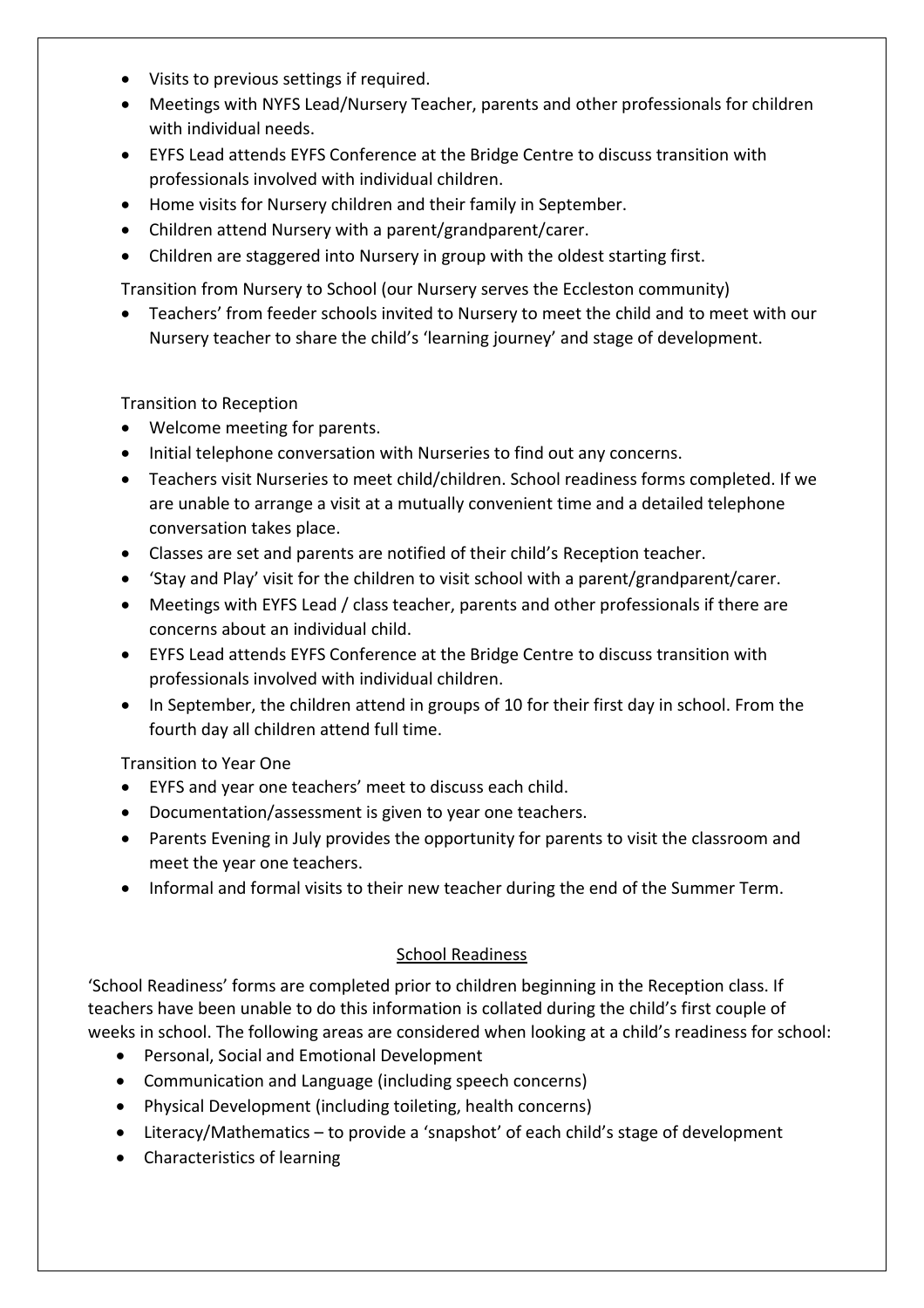- Visits to previous settings if required.
- Meetings with NYFS Lead/Nursery Teacher, parents and other professionals for children with individual needs.
- EYFS Lead attends EYFS Conference at the Bridge Centre to discuss transition with professionals involved with individual children.
- Home visits for Nursery children and their family in September.
- Children attend Nursery with a parent/grandparent/carer.
- Children are staggered into Nursery in group with the oldest starting first.

Transition from Nursery to School (our Nursery serves the Eccleston community)

- Teachers' from feeder schools invited to Nursery to meet the child and to meet with our Nursery teacher to share the child's 'learning journey' and stage of development.

Transition to Reception

- Welcome meeting for parents.
- Initial telephone conversation with Nurseries to find out any concerns.
- Teachers visit Nurseries to meet child/children. School readiness forms completed. If we are unable to arrange a visit at a mutually convenient time and a detailed telephone conversation takes place.
- Classes are set and parents are notified of their child's Reception teacher.
- 'Stay and Play' visit for the children to visit school with a parent/grandparent/carer.
- Meetings with EYFS Lead / class teacher, parents and other professionals if there are concerns about an individual child.
- EYFS Lead attends EYFS Conference at the Bridge Centre to discuss transition with professionals involved with individual children.
- In September, the children attend in groups of 10 for their first day in school. From the fourth day all children attend full time.

Transition to Year One

- EYFS and year one teachers' meet to discuss each child.
- Documentation/assessment is given to year one teachers.
- Parents Evening in July provides the opportunity for parents to visit the classroom and meet the year one teachers.
- Informal and formal visits to their new teacher during the end of the Summer Term.

## School Readiness

'School Readiness' forms are completed prior to children beginning in the Reception class. If teachers have been unable to do this information is collated during the child's first couple of weeks in school. The following areas are considered when looking at a child's readiness for school:

- Personal, Social and Emotional Development
- Communication and Language (including speech concerns)
- Physical Development (including toileting, health concerns)
- Literacy/Mathematics – to provide a 'snapshot' of each child's stage of development
- Characteristics of learning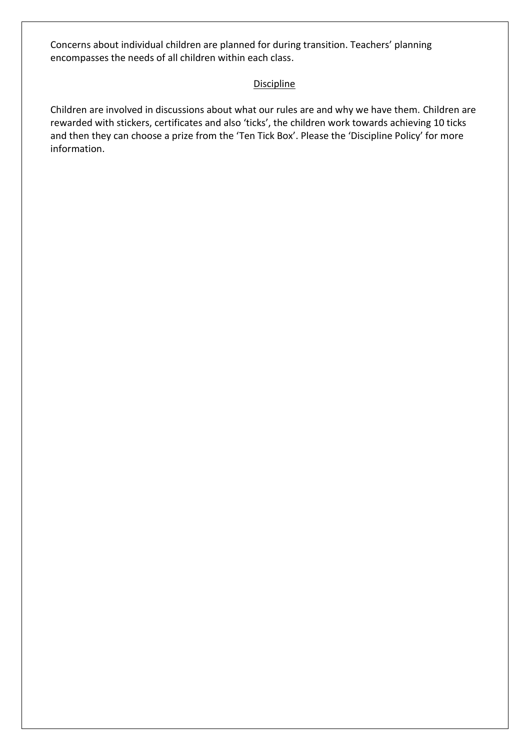Concerns about individual children are planned for during transition. Teachers' planning encompasses the needs of all children within each class.

## Discipline

Children are involved in discussions about what our rules are and why we have them. Children are rewarded with stickers, certificates and also 'ticks', the children work towards achieving 10 ticks and then they can choose a prize from the 'Ten Tick Box'. Please the 'Discipline Policy' for more information.